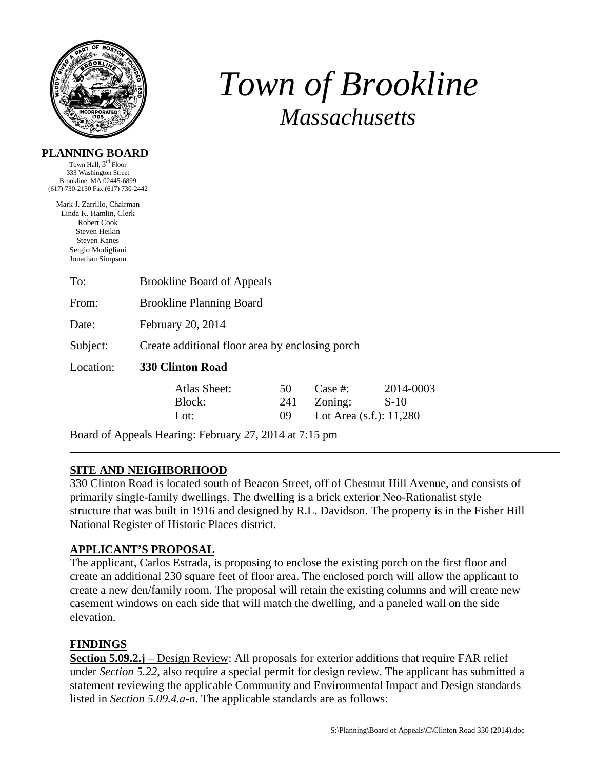# Town of Brookline
*Massachusetts*

**PLANNING BOARD**
Town Hall, 3rd Floor
333 Washington Street
Brookline, MA 02445-6899
(617) 730-2130 Fax (617) 730-2442

Mark J. Zarrillo, Chairman
Linda K. Hamlin, Clerk
Robert Cook
Steven Heikin
Steven Kanes
Sergio Modigliani
Jonathan Simpson

To: Brookline Board of Appeals

From: Brookline Planning Board

Date: February 20, 2014

Subject: Create additional floor area by enclosing porch

Location: **330 Clinton Road**

| | | | |
|---|---|---|---|
| Atlas Sheet: | 50 | Case #: | 2014-0003 |
| Block: | 241 | Zoning: | S-10 |
| Lot: | 09 | Lot Area (s.f.): | 11,280 |

Board of Appeals Hearing: February 27, 2014 at 7:15 pm

---

## SITE AND NEIGHBORHOOD

330 Clinton Road is located south of Beacon Street, off of Chestnut Hill Avenue, and consists of primarily single-family dwellings. The dwelling is a brick exterior Neo-Rationalist style structure that was built in 1916 and designed by R.L. Davidson. The property is in the Fisher Hill National Register of Historic Places district.

## APPLICANT'S PROPOSAL

The applicant, Carlos Estrada, is proposing to enclose the existing porch on the first floor and create an additional 230 square feet of floor area. The enclosed porch will allow the applicant to create a new den/family room. The proposal will retain the existing columns and will create new casement windows on each side that will match the dwelling, and a paneled wall on the side elevation.

## FINDINGS

**Section 5.09.2.j** – Design Review: All proposals for exterior additions that require FAR relief under *Section 5.22*, also require a special permit for design review. The applicant has submitted a statement reviewing the applicable Community and Environmental Impact and Design standards listed in *Section 5.09.4.a-n*. The applicable standards are as follows: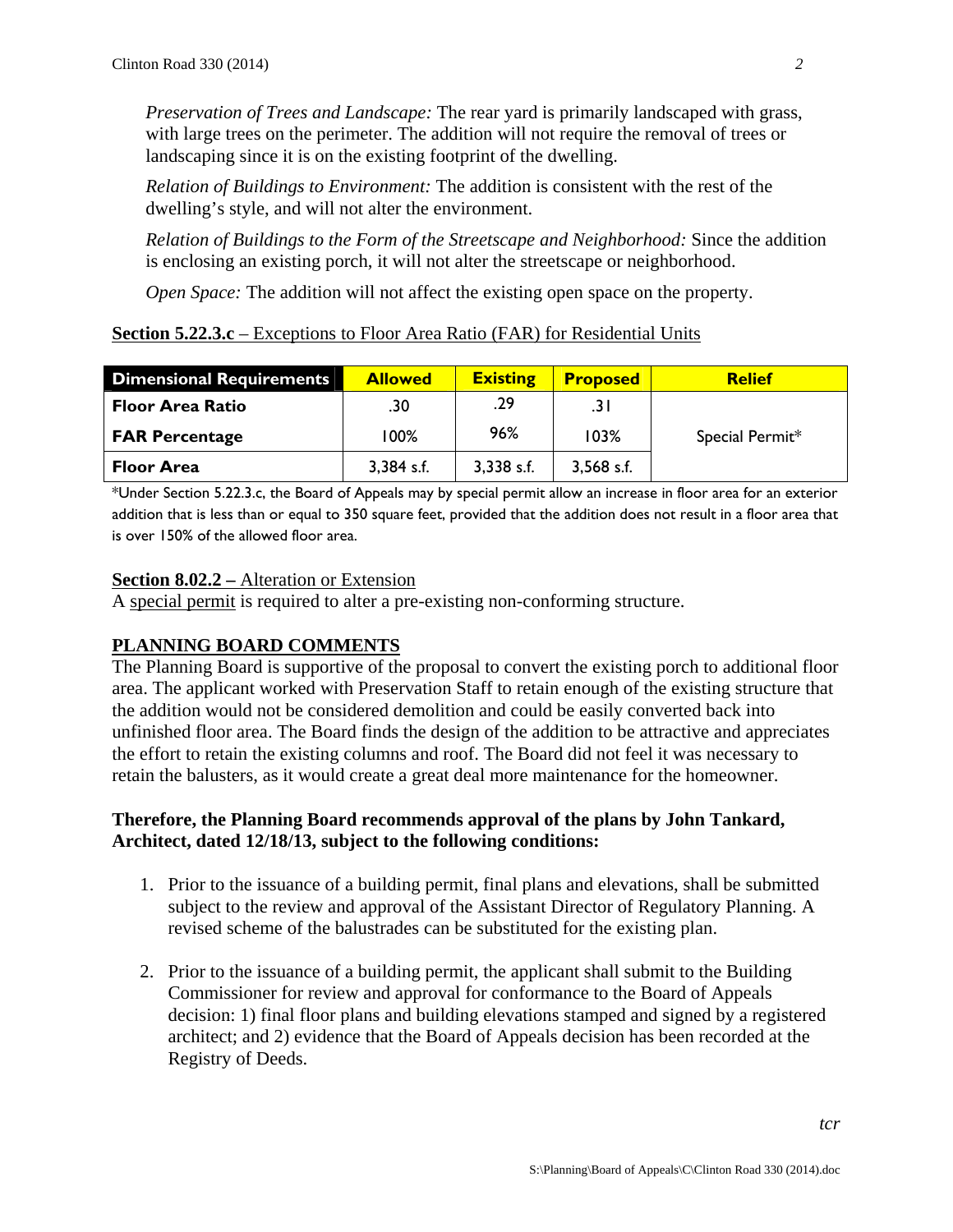*Preservation of Trees and Landscape:* The rear yard is primarily landscaped with grass, with large trees on the perimeter. The addition will not require the removal of trees or landscaping since it is on the existing footprint of the dwelling.

*Relation of Buildings to Environment:* The addition is consistent with the rest of the dwelling's style, and will not alter the environment.

*Relation of Buildings to the Form of the Streetscape and Neighborhood:* Since the addition is enclosing an existing porch, it will not alter the streetscape or neighborhood.

*Open Space:* The addition will not affect the existing open space on the property.

**Section 5.22.3.c** – Exceptions to Floor Area Ratio (FAR) for Residential Units

| Dimensional Requirements | Allowed | Existing | Proposed | Relief |
|---|---|---|---|---|
| Floor Area Ratio | .30 | .29 | .31 | Special Permit* |
| FAR Percentage | 100% | 96% | 103% | |
| Floor Area | 3,384 s.f. | 3,338 s.f. | 3,568 s.f. | |

*Under Section 5.22.3.c, the Board of Appeals may by special permit allow an increase in floor area for an exterior addition that is less than or equal to 350 square feet, provided that the addition does not result in a floor area that is over 150% of the allowed floor area.

**Section 8.02.2 –** Alteration or Extension
A special permit is required to alter a pre-existing non-conforming structure.

## PLANNING BOARD COMMENTS

The Planning Board is supportive of the proposal to convert the existing porch to additional floor area. The applicant worked with Preservation Staff to retain enough of the existing structure that the addition would not be considered demolition and could be easily converted back into unfinished floor area. The Board finds the design of the addition to be attractive and appreciates the effort to retain the existing columns and roof. The Board did not feel it was necessary to retain the balusters, as it would create a great deal more maintenance for the homeowner.

**Therefore, the Planning Board recommends approval of the plans by John Tankard, Architect, dated 12/18/13, subject to the following conditions:**

1. Prior to the issuance of a building permit, final plans and elevations, shall be submitted subject to the review and approval of the Assistant Director of Regulatory Planning. A revised scheme of the balustrades can be substituted for the existing plan.

2. Prior to the issuance of a building permit, the applicant shall submit to the Building Commissioner for review and approval for conformance to the Board of Appeals decision: 1) final floor plans and building elevations stamped and signed by a registered architect; and 2) evidence that the Board of Appeals decision has been recorded at the Registry of Deeds.

*tcr*

S:\Planning\Board of Appeals\C\Clinton Road 330 (2014).doc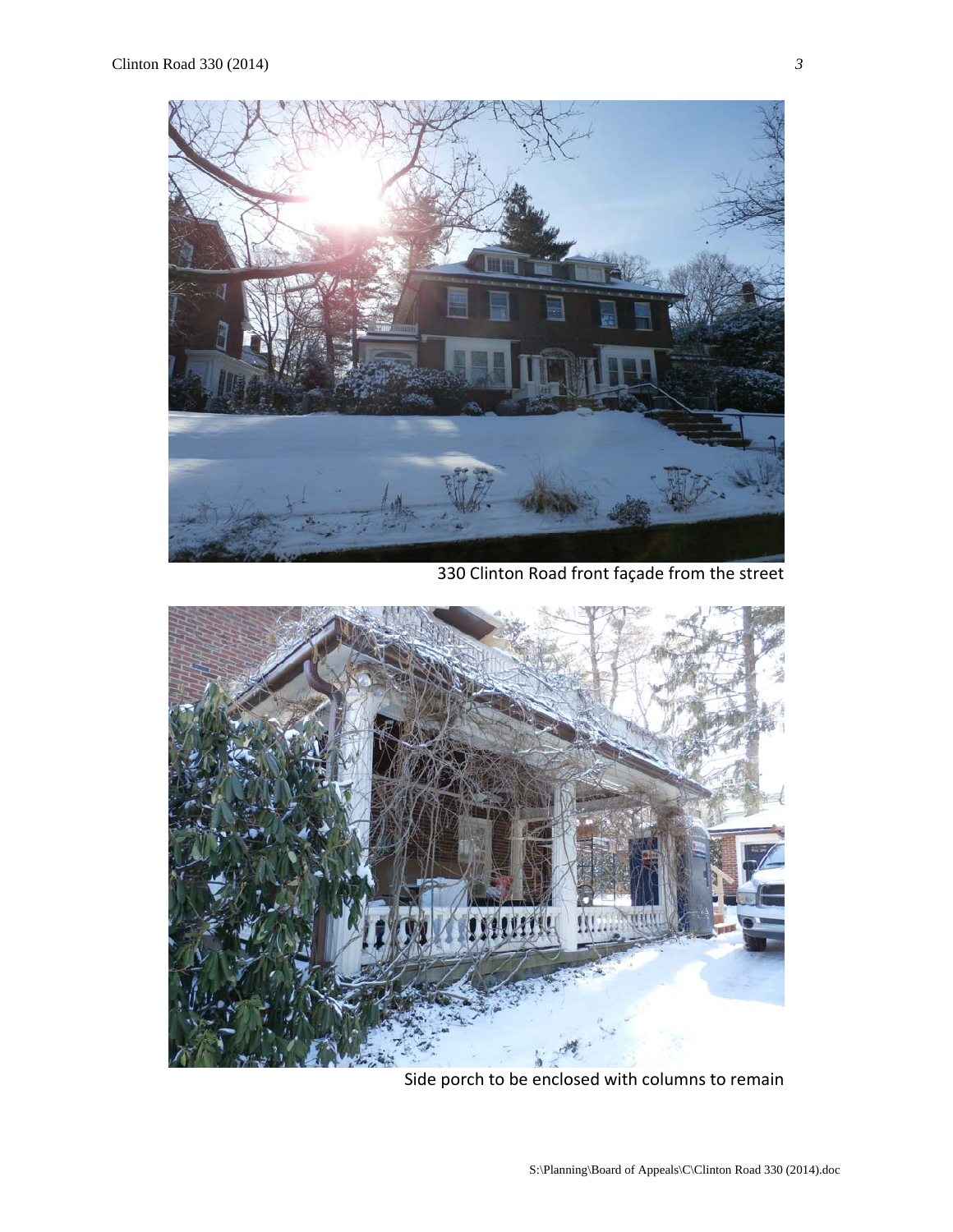330 Clinton Road front façade from the street

Side porch to be enclosed with columns to remain